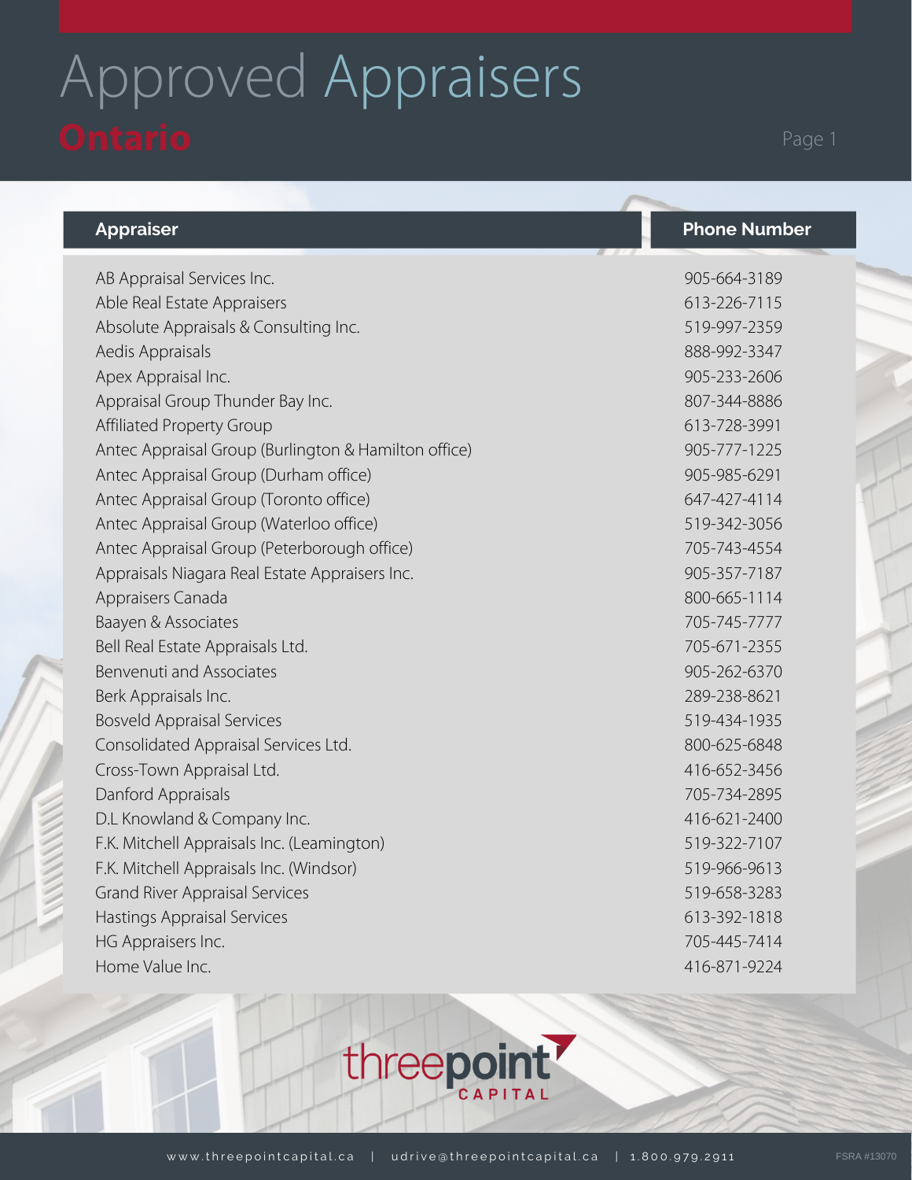# Approved Appraisers

## Ontario

| Appraiser | Phone Number |
| --- | --- |
| AB Appraisal Services Inc. | 905-664-3189 |
| Able Real Estate Appraisers | 613-226-7115 |
| Absolute Appraisals & Consulting Inc. | 519-997-2359 |
| Aedis Appraisals | 888-992-3347 |
| Apex Appraisal Inc. | 905-233-2606 |
| Appraisal Group Thunder Bay Inc. | 807-344-8886 |
| Affiliated Property Group | 613-728-3991 |
| Antec Appraisal Group (Burlington & Hamilton office) | 905-777-1225 |
| Antec Appraisal Group (Durham office) | 905-985-6291 |
| Antec Appraisal Group (Toronto office) | 647-427-4114 |
| Antec Appraisal Group (Waterloo office) | 519-342-3056 |
| Antec Appraisal Group (Peterborough office) | 705-743-4554 |
| Appraisals Niagara Real Estate Appraisers Inc. | 905-357-7187 |
| Appraisers Canada | 800-665-1114 |
| Baayen & Associates | 705-745-7777 |
| Bell Real Estate Appraisals Ltd. | 705-671-2355 |
| Benvenuti and Associates | 905-262-6370 |
| Berk Appraisals Inc. | 289-238-8621 |
| Bosveld Appraisal Services | 519-434-1935 |
| Consolidated Appraisal Services Ltd. | 800-625-6848 |
| Cross-Town Appraisal Ltd. | 416-652-3456 |
| Danford Appraisals | 705-734-2895 |
| D.L Knowland & Company Inc. | 416-621-2400 |
| F.K. Mitchell Appraisals Inc. (Leamington) | 519-322-7107 |
| F.K. Mitchell Appraisals Inc. (Windsor) | 519-966-9613 |
| Grand River Appraisal Services | 519-658-3283 |
| Hastings Appraisal Services | 613-392-1818 |
| HG Appraisers Inc. | 705-445-7414 |
| Home Value Inc. | 416-871-9224 |

threepoint CAPITAL

www.threepointcapital.ca | udrive@threepointcapital.ca | 1.800.979.2911

FSRA #13070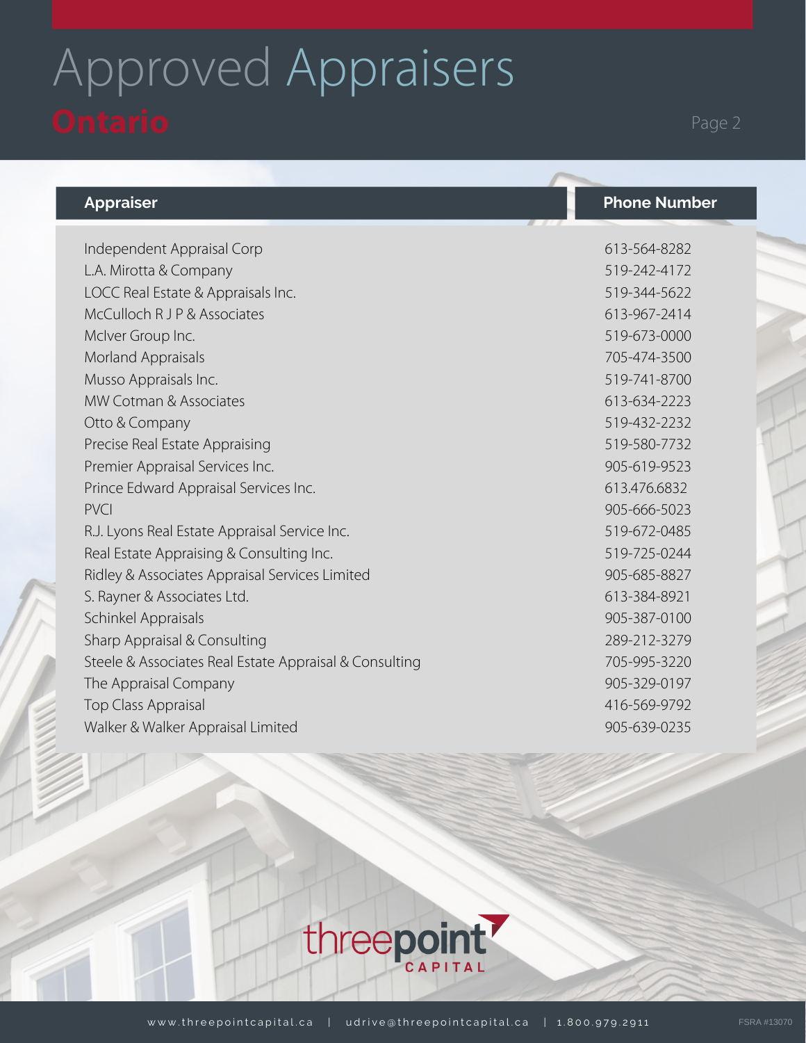# Approved Appraisers

## Ontario

| Appraiser | Phone Number |
|---|---|
| Independent Appraisal Corp | 613-564-8282 |
| L.A. Mirotta & Company | 519-242-4172 |
| LOCC Real Estate & Appraisals Inc. | 519-344-5622 |
| McCulloch R J P & Associates | 613-967-2414 |
| McIver Group Inc. | 519-673-0000 |
| Morland Appraisals | 705-474-3500 |
| Musso Appraisals Inc. | 519-741-8700 |
| MW Cotman & Associates | 613-634-2223 |
| Otto & Company | 519-432-2232 |
| Precise Real Estate Appraising | 519-580-7732 |
| Premier Appraisal Services Inc. | 905-619-9523 |
| Prince Edward Appraisal Services Inc. | 613.476.6832 |
| PVCI | 905-666-5023 |
| R.J. Lyons Real Estate Appraisal Service Inc. | 519-672-0485 |
| Real Estate Appraising & Consulting Inc. | 519-725-0244 |
| Ridley & Associates Appraisal Services Limited | 905-685-8827 |
| S. Rayner & Associates Ltd. | 613-384-8921 |
| Schinkel Appraisals | 905-387-0100 |
| Sharp Appraisal & Consulting | 289-212-3279 |
| Steele & Associates Real Estate Appraisal & Consulting | 705-995-3220 |
| The Appraisal Company | 905-329-0197 |
| Top Class Appraisal | 416-569-9792 |
| Walker & Walker Appraisal Limited | 905-639-0235 |

threepoint CAPITAL

www.threepointcapital.ca | udrive@threepointcapital.ca | 1.800.979.2911

FSRA #13070